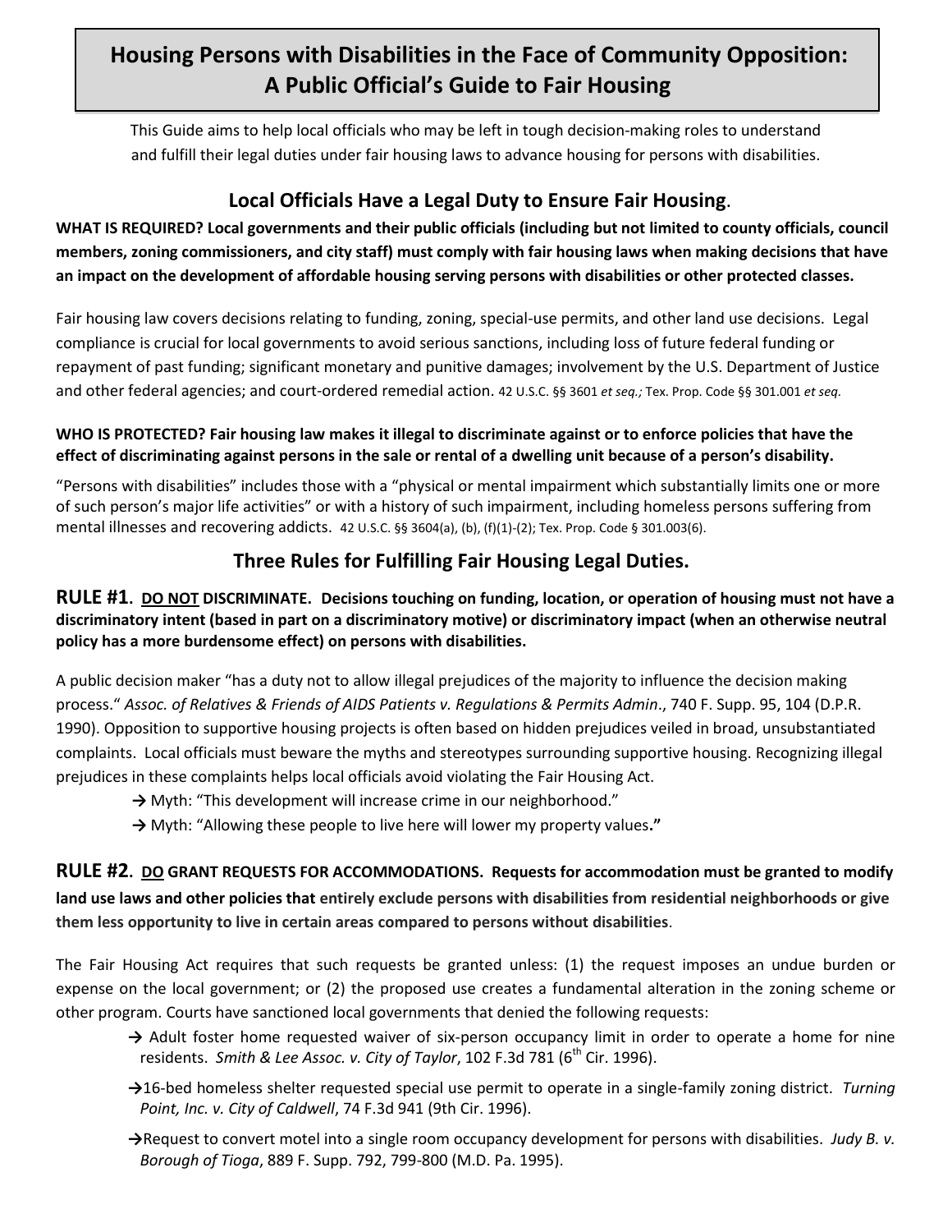# Housing Persons with Disabilities in the Face of Community Opposition: A Public Official's Guide to Fair Housing

This Guide aims to help local officials who may be left in tough decision-making roles to understand and fulfill their legal duties under fair housing laws to advance housing for persons with disabilities.

## Local Officials Have a Legal Duty to Ensure Fair Housing.

**WHAT IS REQUIRED? Local governments and their public officials (including but not limited to county officials, council members, zoning commissioners, and city staff) must comply with fair housing laws when making decisions that have an impact on the development of affordable housing serving persons with disabilities or other protected classes.**

Fair housing law covers decisions relating to funding, zoning, special-use permits, and other land use decisions. Legal compliance is crucial for local governments to avoid serious sanctions, including loss of future federal funding or repayment of past funding; significant monetary and punitive damages; involvement by the U.S. Department of Justice and other federal agencies; and court-ordered remedial action. 42 U.S.C. §§ 3601 *et seq.;* Tex. Prop. Code §§ 301.001 *et seq.*

**WHO IS PROTECTED? Fair housing law makes it illegal to discriminate against or to enforce policies that have the effect of discriminating against persons in the sale or rental of a dwelling unit because of a person's disability.**

"Persons with disabilities" includes those with a "physical or mental impairment which substantially limits one or more of such person's major life activities" or with a history of such impairment, including homeless persons suffering from mental illnesses and recovering addicts. 42 U.S.C. §§ 3604(a), (b), (f)(1)-(2); Tex. Prop. Code § 301.003(6).

## Three Rules for Fulfilling Fair Housing Legal Duties.

### RULE #1. DO NOT DISCRIMINATE. Decisions touching on funding, location, or operation of housing must not have a discriminatory intent (based in part on a discriminatory motive) or discriminatory impact (when an otherwise neutral policy has a more burdensome effect) on persons with disabilities.

A public decision maker "has a duty not to allow illegal prejudices of the majority to influence the decision making process." *Assoc. of Relatives & Friends of AIDS Patients v. Regulations & Permits Admin*., 740 F. Supp. 95, 104 (D.P.R. 1990). Opposition to supportive housing projects is often based on hidden prejudices veiled in broad, unsubstantiated complaints. Local officials must beware the myths and stereotypes surrounding supportive housing. Recognizing illegal prejudices in these complaints helps local officials avoid violating the Fair Housing Act.

- → Myth: "This development will increase crime in our neighborhood."
- → Myth: "Allowing these people to live here will lower my property values**."**

### RULE #2. DO GRANT REQUESTS FOR ACCOMMODATIONS. Requests for accommodation must be granted to modify land use laws and other policies that entirely exclude persons with disabilities from residential neighborhoods or give them less opportunity to live in certain areas compared to persons without disabilities.

The Fair Housing Act requires that such requests be granted unless: (1) the request imposes an undue burden or expense on the local government; or (2) the proposed use creates a fundamental alteration in the zoning scheme or other program. Courts have sanctioned local governments that denied the following requests:

- → Adult foster home requested waiver of six-person occupancy limit in order to operate a home for nine residents. *Smith & Lee Assoc. v. City of Taylor*, 102 F.3d 781 (6th Cir. 1996).
- →16-bed homeless shelter requested special use permit to operate in a single-family zoning district. *Turning Point, Inc. v. City of Caldwell*, 74 F.3d 941 (9th Cir. 1996).
- →Request to convert motel into a single room occupancy development for persons with disabilities. *Judy B. v. Borough of Tioga*, 889 F. Supp. 792, 799-800 (M.D. Pa. 1995).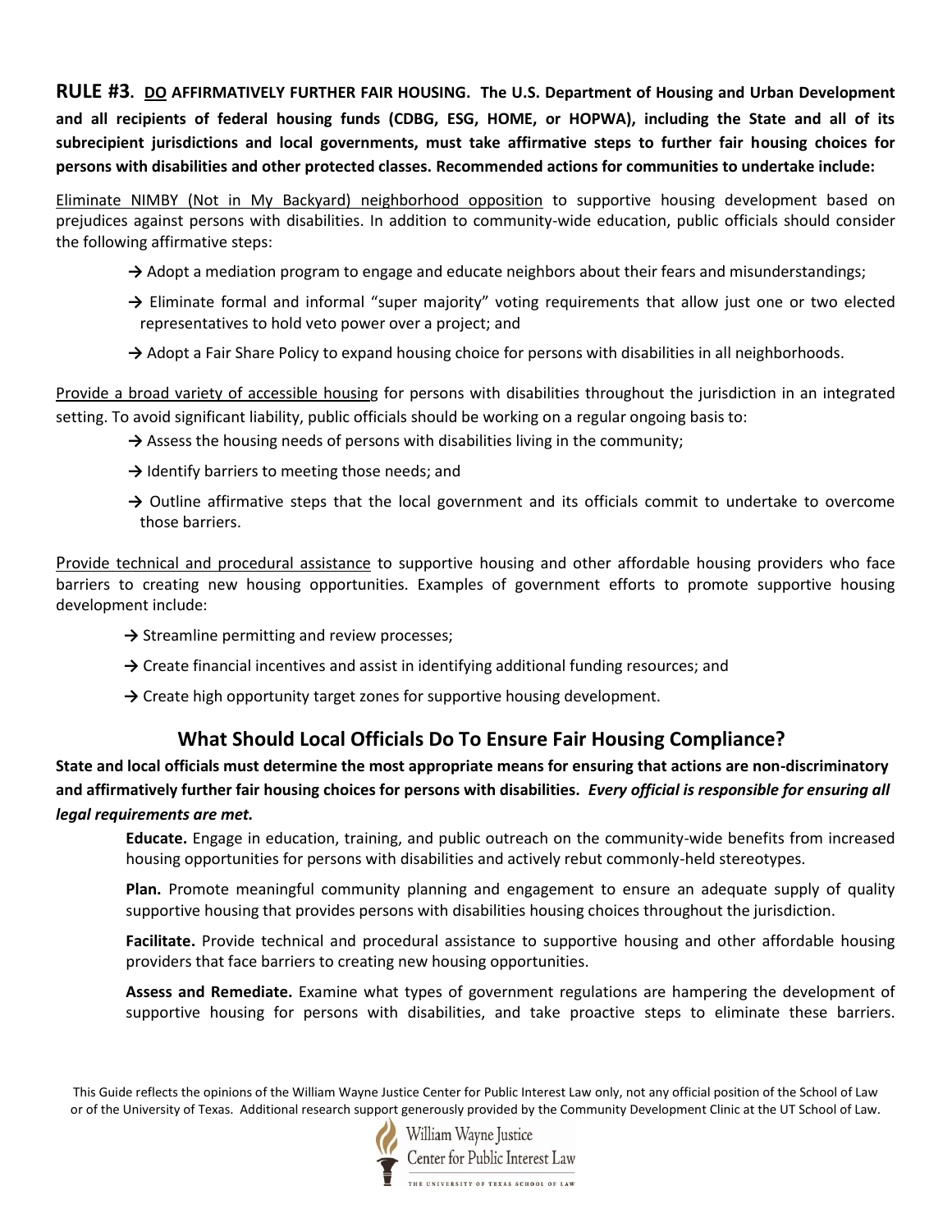**RULE #3**. **DO AFFIRMATIVELY FURTHER FAIR HOUSING. The U.S. Department of Housing and Urban Development and all recipients of federal housing funds (CDBG, ESG, HOME, or HOPWA), including the State and all of its subrecipient jurisdictions and local governments, must take affirmative steps to further fair housing choices for persons with disabilities and other protected classes. Recommended actions for communities to undertake include:**

Eliminate NIMBY (Not in My Backyard) neighborhood opposition to supportive housing development based on prejudices against persons with disabilities. In addition to community-wide education, public officials should consider the following affirmative steps:

→ Adopt a mediation program to engage and educate neighbors about their fears and misunderstandings;

→ Eliminate formal and informal "super majority" voting requirements that allow just one or two elected representatives to hold veto power over a project; and

→ Adopt a Fair Share Policy to expand housing choice for persons with disabilities in all neighborhoods.

Provide a broad variety of accessible housing for persons with disabilities throughout the jurisdiction in an integrated setting. To avoid significant liability, public officials should be working on a regular ongoing basis to:

→ Assess the housing needs of persons with disabilities living in the community;

→ Identify barriers to meeting those needs; and

→ Outline affirmative steps that the local government and its officials commit to undertake to overcome those barriers.

Provide technical and procedural assistance to supportive housing and other affordable housing providers who face barriers to creating new housing opportunities. Examples of government efforts to promote supportive housing development include:

→ Streamline permitting and review processes;

→ Create financial incentives and assist in identifying additional funding resources; and

→ Create high opportunity target zones for supportive housing development.

## What Should Local Officials Do To Ensure Fair Housing Compliance?

**State and local officials must determine the most appropriate means for ensuring that actions are non-discriminatory and affirmatively further fair housing choices for persons with disabilities.** ***Every official is responsible for ensuring all legal requirements are met.***

**Educate.** Engage in education, training, and public outreach on the community-wide benefits from increased housing opportunities for persons with disabilities and actively rebut commonly-held stereotypes.

**Plan.** Promote meaningful community planning and engagement to ensure an adequate supply of quality supportive housing that provides persons with disabilities housing choices throughout the jurisdiction.

**Facilitate.** Provide technical and procedural assistance to supportive housing and other affordable housing providers that face barriers to creating new housing opportunities.

**Assess and Remediate.** Examine what types of government regulations are hampering the development of supportive housing for persons with disabilities, and take proactive steps to eliminate these barriers.

This Guide reflects the opinions of the William Wayne Justice Center for Public Interest Law only, not any official position of the School of Law or of the University of Texas. Additional research support generously provided by the Community Development Clinic at the UT School of Law.

William Wayne Justice Center for Public Interest Law
THE UNIVERSITY OF TEXAS SCHOOL OF LAW